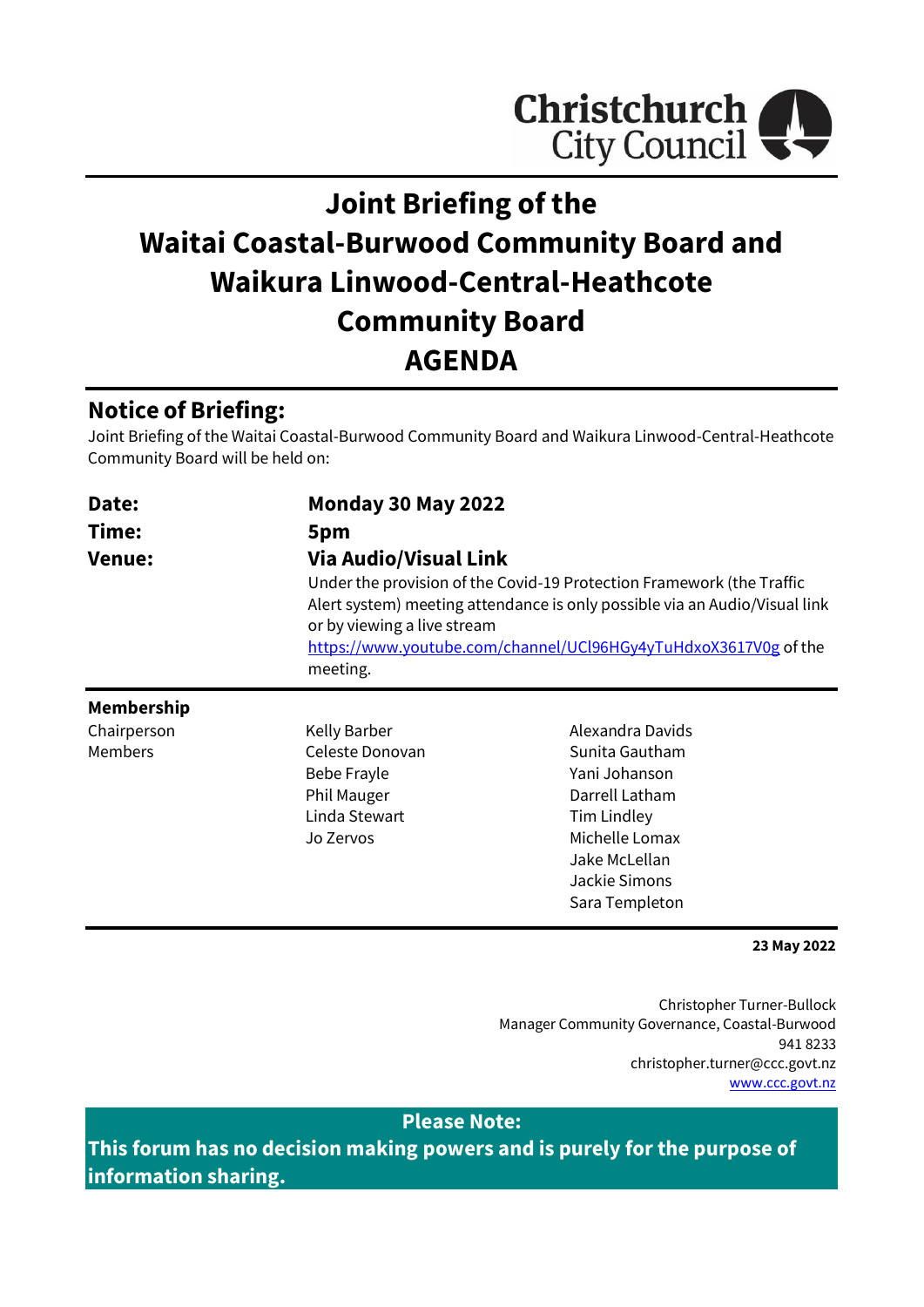# Joint Briefing of the Waitai Coastal-Burwood Community Board and Waikura Linwood-Central-Heathcote Community Board AGENDA

## Notice of Briefing:

Joint Briefing of the Waitai Coastal-Burwood Community Board and Waikura Linwood-Central-Heathcote Community Board will be held on:

| | |
|---|---|
| **Date:** | **Monday 30 May 2022** |
| **Time:** | **5pm** |
| **Venue:** | **Via Audio/Visual Link** |
| | Under the provision of the Covid-19 Protection Framework (the Traffic Alert system) meeting attendance is only possible via an Audio/Visual link or by viewing a live stream [https://www.youtube.com/channel/UCl96HGy4yTuHdxoX3617V0g](https://www.youtube.com/channel/UCl96HGy4yTuHdxoX3617V0g) of the meeting. |

**Membership**

| | | |
|---|---|---|
| Chairperson | Kelly Barber | Alexandra Davids |
| Members | Celeste Donovan | Sunita Gautham |
| | Bebe Frayle | Yani Johanson |
| | Phil Mauger | Darrell Latham |
| | Linda Stewart | Tim Lindley |
| | Jo Zervos | Michelle Lomax |
| | | Jake McLellan |
| | | Jackie Simons |
| | | Sara Templeton |

**23 May 2022**

Christopher Turner-Bullock
Manager Community Governance, Coastal-Burwood
941 8233
christopher.turner@ccc.govt.nz
[www.ccc.govt.nz](http://www.ccc.govt.nz)

**Please Note:**
**This forum has no decision making powers and is purely for the purpose of information sharing.**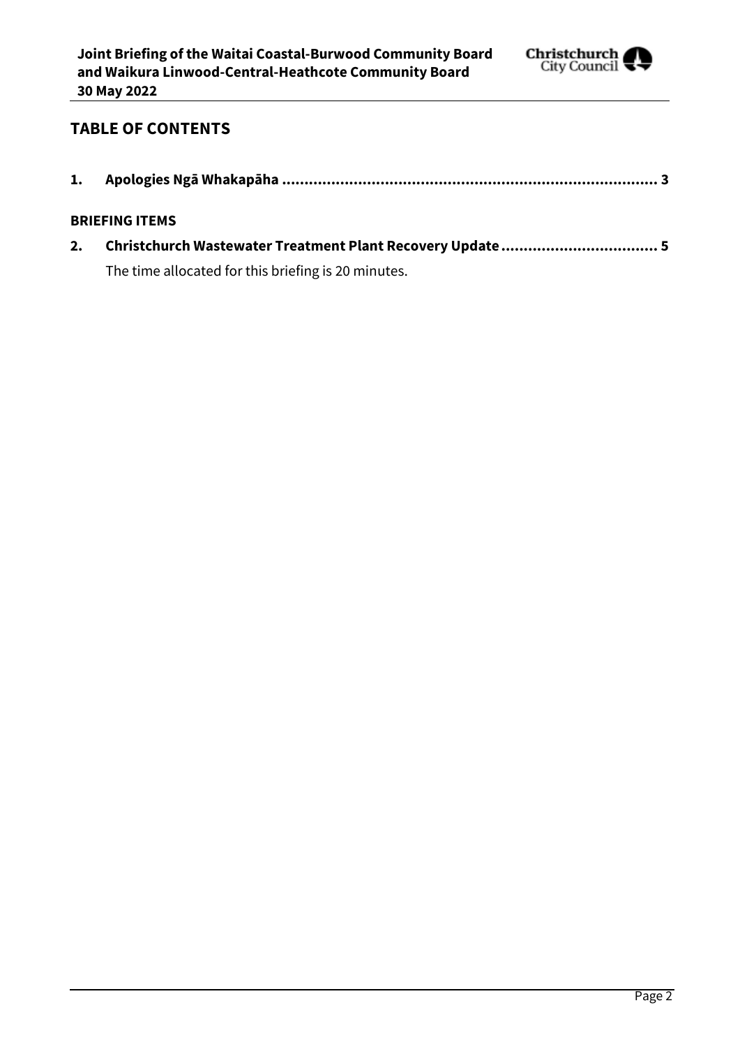## TABLE OF CONTENTS

**1. Apologies Ngā Whakapāha .................................................................................... 3**

**BRIEFING ITEMS**

**2. Christchurch Wastewater Treatment Plant Recovery Update .................................. 5**

The time allocated for this briefing is 20 minutes.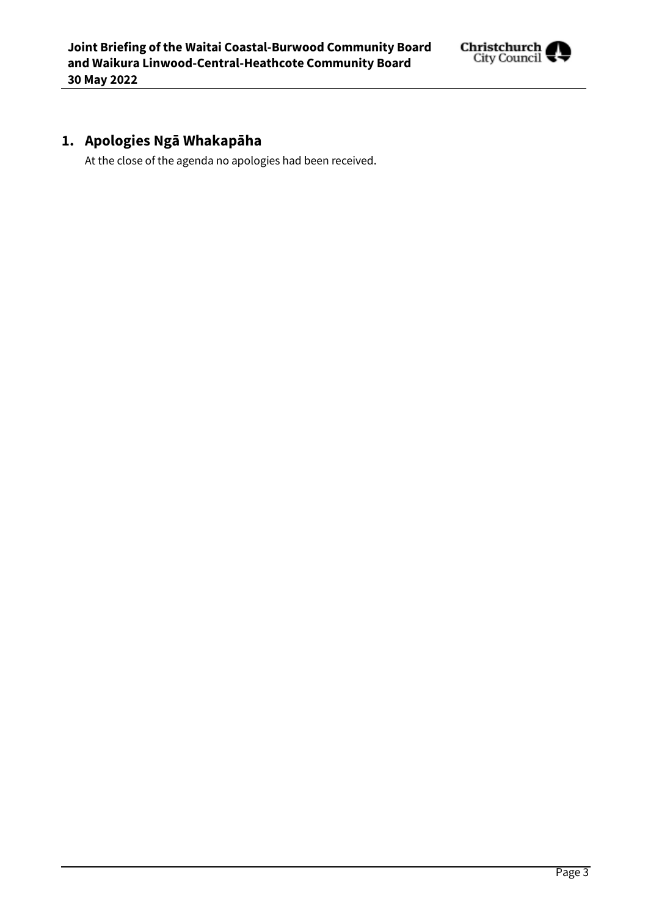## 1. Apologies Ngā Whakapāha

At the close of the agenda no apologies had been received.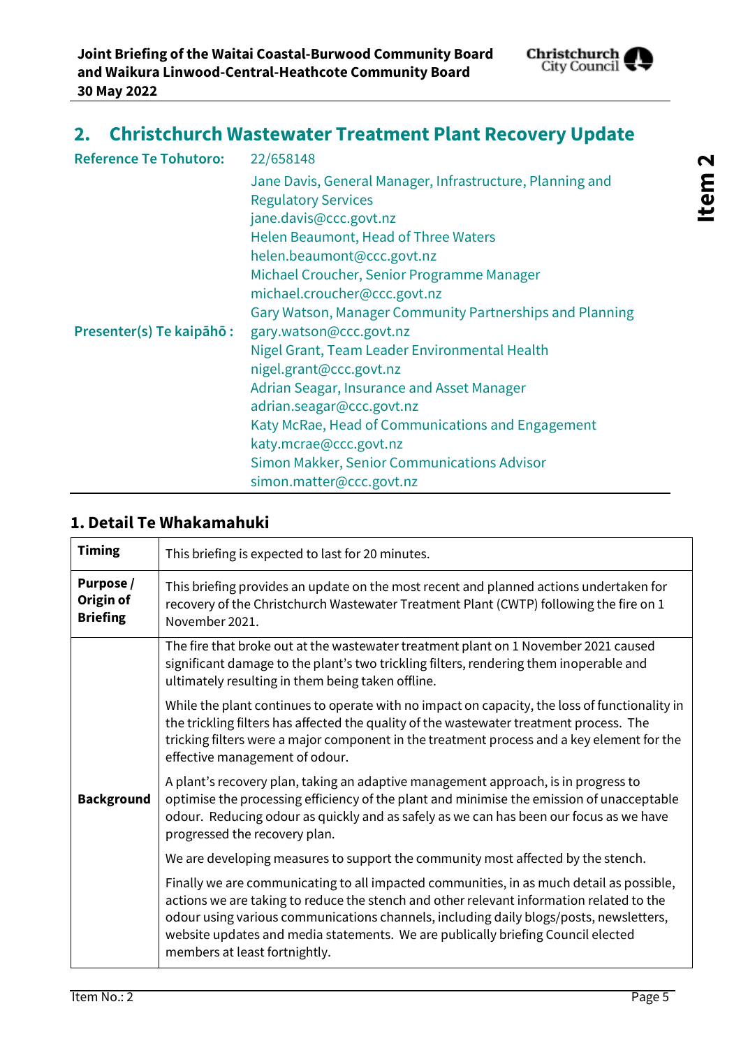## 2. Christchurch Wastewater Treatment Plant Recovery Update

| | |
|---|---|
| **Reference Te Tohutoro:** | 22/658148 |
| **Presenter(s) Te kaipāhō :** | Jane Davis, General Manager, Infrastructure, Planning and Regulatory Services<br>jane.davis@ccc.govt.nz<br>Helen Beaumont, Head of Three Waters<br>helen.beaumont@ccc.govt.nz<br>Michael Croucher, Senior Programme Manager<br>michael.croucher@ccc.govt.nz<br>Gary Watson, Manager Community Partnerships and Planning<br>gary.watson@ccc.govt.nz<br>Nigel Grant, Team Leader Environmental Health<br>nigel.grant@ccc.govt.nz<br>Adrian Seagar, Insurance and Asset Manager<br>adrian.seagar@ccc.govt.nz<br>Katy McRae, Head of Communications and Engagement<br>katy.mcrae@ccc.govt.nz<br>Simon Makker, Senior Communications Advisor<br>simon.matter@ccc.govt.nz |

### 1. Detail Te Whakamahuki

| | |
|---|---|
| **Timing** | This briefing is expected to last for 20 minutes. |
| **Purpose / Origin of Briefing** | This briefing provides an update on the most recent and planned actions undertaken for recovery of the Christchurch Wastewater Treatment Plant (CWTP) following the fire on 1 November 2021. |
| **Background** | The fire that broke out at the wastewater treatment plant on 1 November 2021 caused significant damage to the plant's two trickling filters, rendering them inoperable and ultimately resulting in them being taken offline.<br><br>While the plant continues to operate with no impact on capacity, the loss of functionality in the trickling filters has affected the quality of the wastewater treatment process. The tricking filters were a major component in the treatment process and a key element for the effective management of odour.<br><br>A plant's recovery plan, taking an adaptive management approach, is in progress to optimise the processing efficiency of the plant and minimise the emission of unacceptable odour. Reducing odour as quickly and as safely as we can has been our focus as we have progressed the recovery plan.<br><br>We are developing measures to support the community most affected by the stench.<br><br>Finally we are communicating to all impacted communities, in as much detail as possible, actions we are taking to reduce the stench and other relevant information related to the odour using various communications channels, including daily blogs/posts, newsletters, website updates and media statements. We are publically briefing Council elected members at least fortnightly. |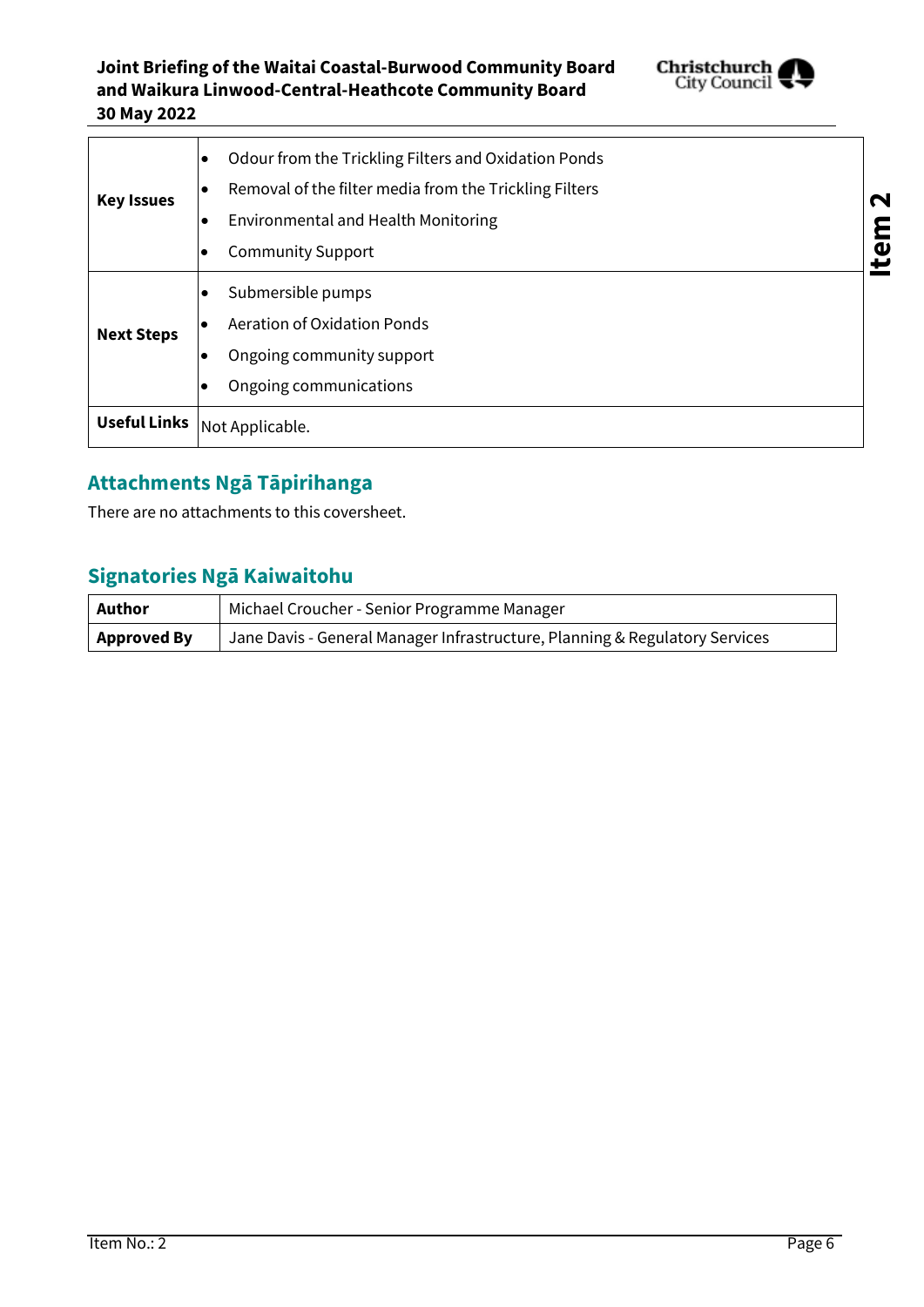| | |
|---|---|
| **Key Issues** | • Odour from the Trickling Filters and Oxidation Ponds<br>• Removal of the filter media from the Trickling Filters<br>• Environmental and Health Monitoring<br>• Community Support |
| **Next Steps** | • Submersible pumps<br>• Aeration of Oxidation Ponds<br>• Ongoing community support<br>• Ongoing communications |
| **Useful Links** | Not Applicable. |

## Attachments Ngā Tāpirihanga

There are no attachments to this coversheet.

## Signatories Ngā Kaiwaitohu

| | |
|---|---|
| **Author** | Michael Croucher - Senior Programme Manager |
| **Approved By** | Jane Davis - General Manager Infrastructure, Planning & Regulatory Services |